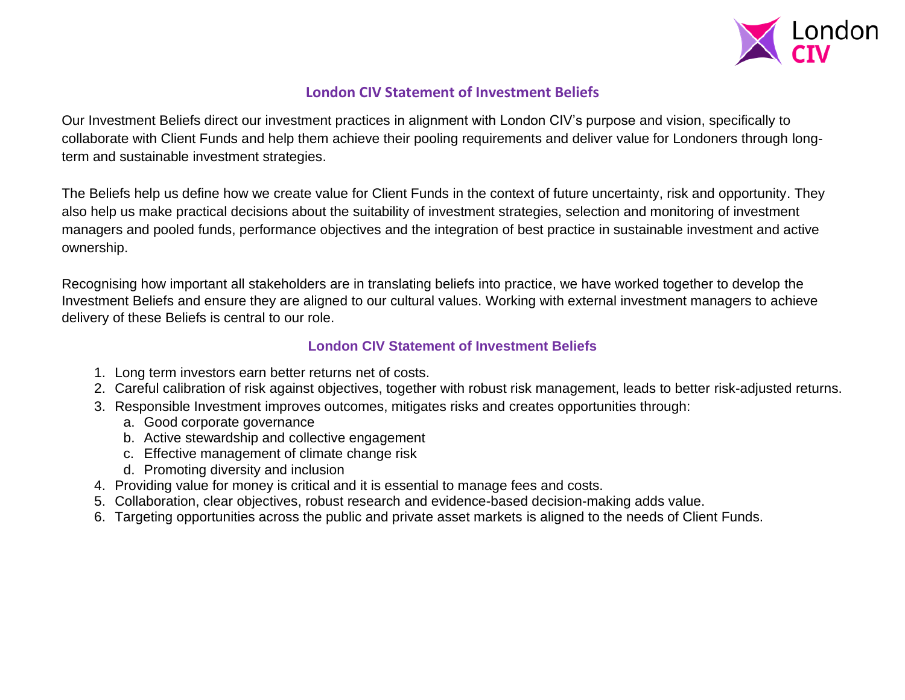# London CIV Statement of Investment Beliefs

Our Investment Beliefs direct our investment practices in alignment with London CIV's purpose and vision, specifically to collaborate with Client Funds and help them achieve their pooling requirements and deliver value for Londoners through long-term and sustainable investment strategies.

The Beliefs help us define how we create value for Client Funds in the context of future uncertainty, risk and opportunity. They also help us make practical decisions about the suitability of investment strategies, selection and monitoring of investment managers and pooled funds, performance objectives and the integration of best practice in sustainable investment and active ownership.

Recognising how important all stakeholders are in translating beliefs into practice, we have worked together to develop the Investment Beliefs and ensure they are aligned to our cultural values. Working with external investment managers to achieve delivery of these Beliefs is central to our role.

## London CIV Statement of Investment Beliefs

1. Long term investors earn better returns net of costs.
2. Careful calibration of risk against objectives, together with robust risk management, leads to better risk-adjusted returns.
3. Responsible Investment improves outcomes, mitigates risks and creates opportunities through:
   a. Good corporate governance
   b. Active stewardship and collective engagement
   c. Effective management of climate change risk
   d. Promoting diversity and inclusion
4. Providing value for money is critical and it is essential to manage fees and costs.
5. Collaboration, clear objectives, robust research and evidence-based decision-making adds value.
6. Targeting opportunities across the public and private asset markets is aligned to the needs of Client Funds.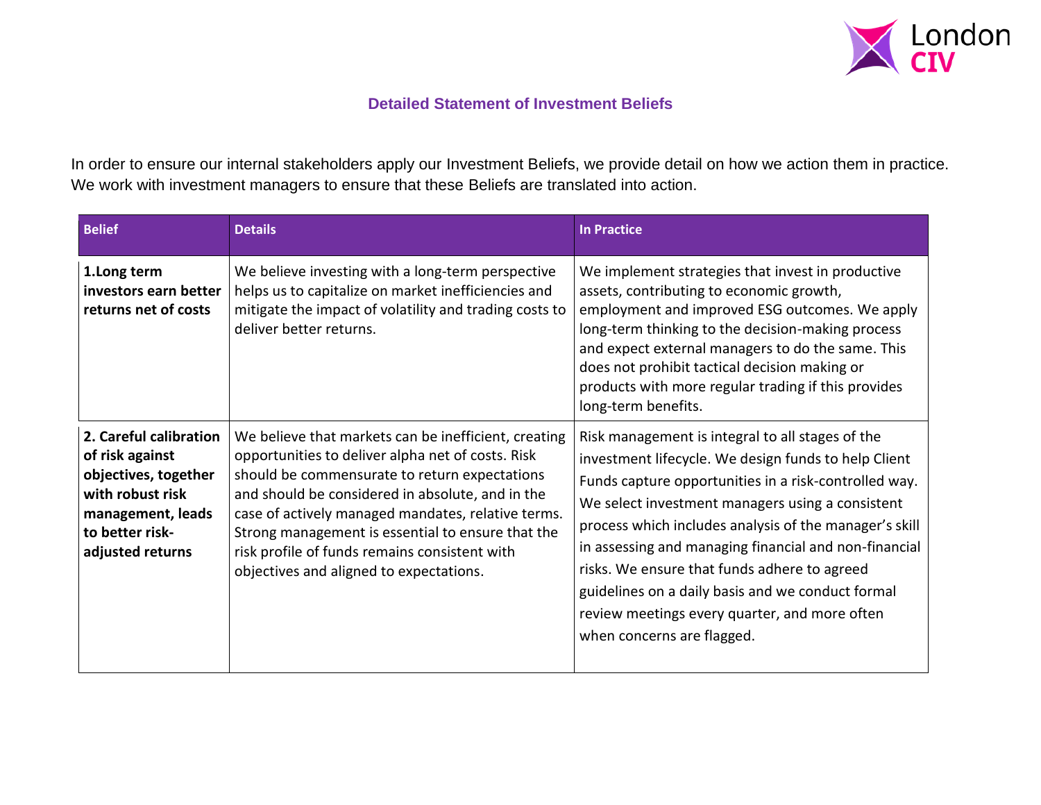## Detailed Statement of Investment Beliefs

In order to ensure our internal stakeholders apply our Investment Beliefs, we provide detail on how we action them in practice. We work with investment managers to ensure that these Beliefs are translated into action.

| Belief | Details | In Practice |
|---|---|---|
| **1.Long term investors earn better returns net of costs** | We believe investing with a long-term perspective helps us to capitalize on market inefficiencies and mitigate the impact of volatility and trading costs to deliver better returns. | We implement strategies that invest in productive assets, contributing to economic growth, employment and improved ESG outcomes. We apply long-term thinking to the decision-making process and expect external managers to do the same. This does not prohibit tactical decision making or products with more regular trading if this provides long-term benefits. |
| **2. Careful calibration of risk against objectives, together with robust risk management, leads to better risk-adjusted returns** | We believe that markets can be inefficient, creating opportunities to deliver alpha net of costs. Risk should be commensurate to return expectations and should be considered in absolute, and in the case of actively managed mandates, relative terms. Strong management is essential to ensure that the risk profile of funds remains consistent with objectives and aligned to expectations. | Risk management is integral to all stages of the investment lifecycle. We design funds to help Client Funds capture opportunities in a risk-controlled way. We select investment managers using a consistent process which includes analysis of the manager's skill in assessing and managing financial and non-financial risks. We ensure that funds adhere to agreed guidelines on a daily basis and we conduct formal review meetings every quarter, and more often when concerns are flagged. |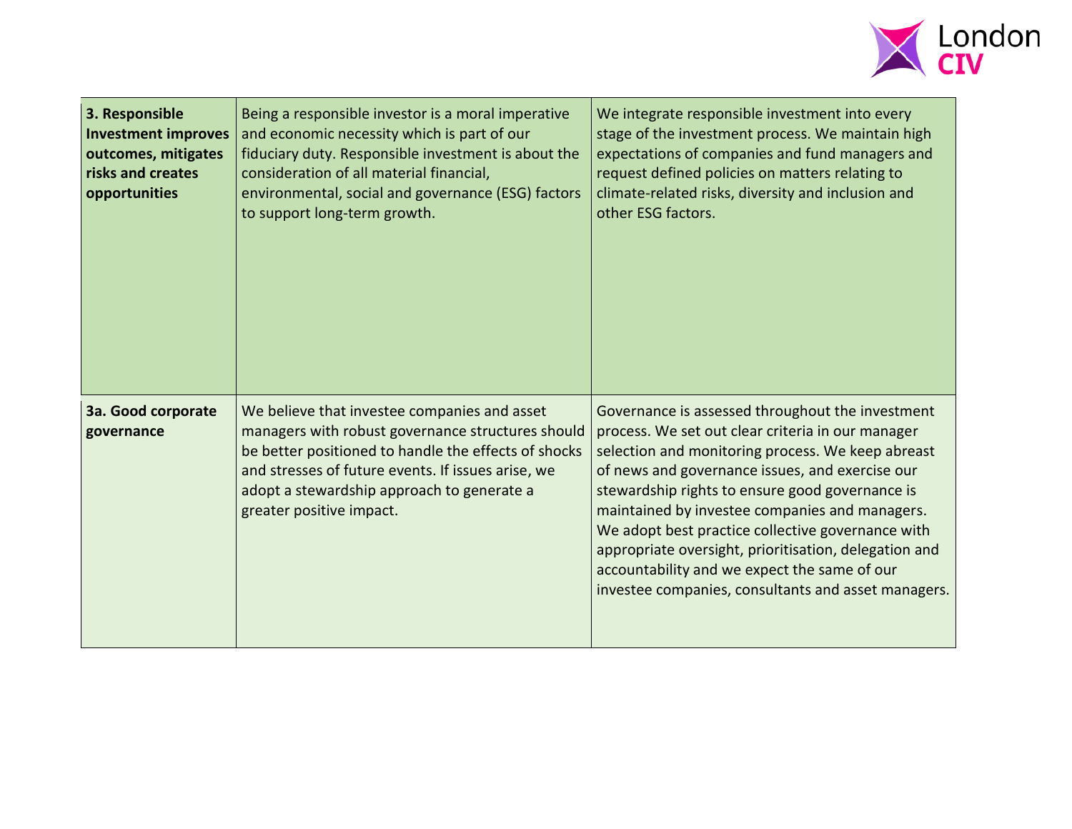| | | |
|---|---|---|
| **3. Responsible Investment improves outcomes, mitigates risks and creates opportunities** | Being a responsible investor is a moral imperative and economic necessity which is part of our fiduciary duty. Responsible investment is about the consideration of all material financial, environmental, social and governance (ESG) factors to support long-term growth. | We integrate responsible investment into every stage of the investment process. We maintain high expectations of companies and fund managers and request defined policies on matters relating to climate-related risks, diversity and inclusion and other ESG factors. |
| **3a. Good corporate governance** | We believe that investee companies and asset managers with robust governance structures should be better positioned to handle the effects of shocks and stresses of future events. If issues arise, we adopt a stewardship approach to generate a greater positive impact. | Governance is assessed throughout the investment process. We set out clear criteria in our manager selection and monitoring process. We keep abreast of news and governance issues, and exercise our stewardship rights to ensure good governance is maintained by investee companies and managers. We adopt best practice collective governance with appropriate oversight, prioritisation, delegation and accountability and we expect the same of our investee companies, consultants and asset managers. |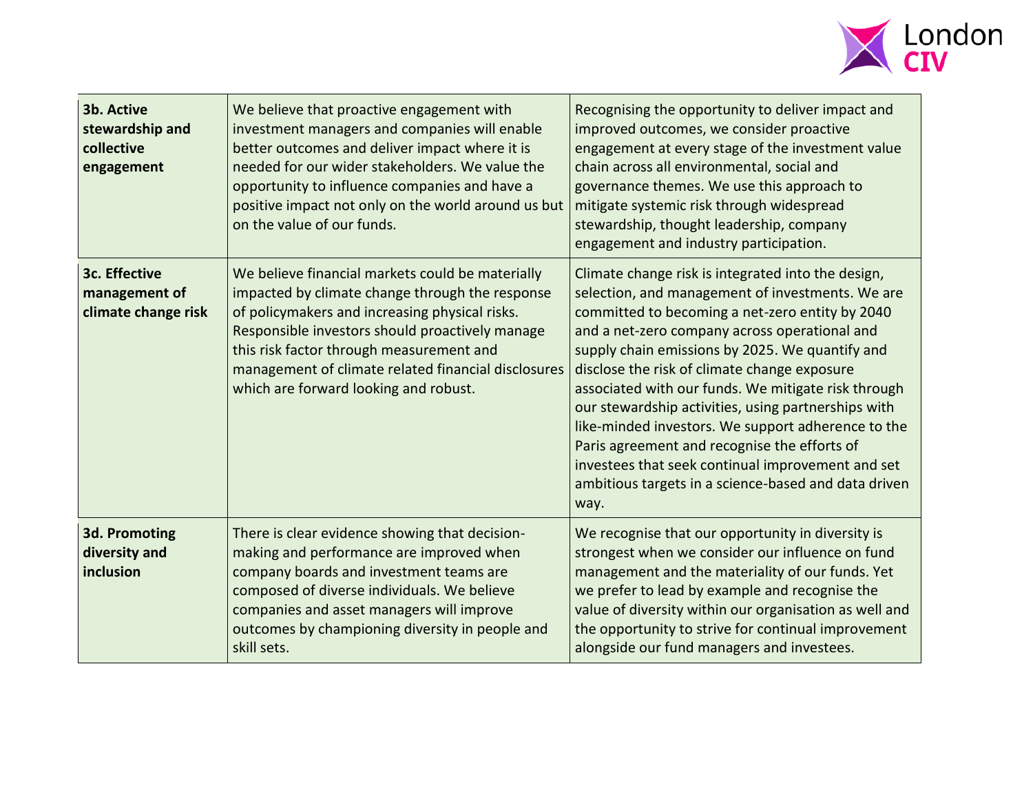| | | |
|---|---|---|
| **3b. Active stewardship and collective engagement** | We believe that proactive engagement with investment managers and companies will enable better outcomes and deliver impact where it is needed for our wider stakeholders. We value the opportunity to influence companies and have a positive impact not only on the world around us but on the value of our funds. | Recognising the opportunity to deliver impact and improved outcomes, we consider proactive engagement at every stage of the investment value chain across all environmental, social and governance themes. We use this approach to mitigate systemic risk through widespread stewardship, thought leadership, company engagement and industry participation. |
| **3c. Effective management of climate change risk** | We believe financial markets could be materially impacted by climate change through the response of policymakers and increasing physical risks. Responsible investors should proactively manage this risk factor through measurement and management of climate related financial disclosures which are forward looking and robust. | Climate change risk is integrated into the design, selection, and management of investments. We are committed to becoming a net-zero entity by 2040 and a net-zero company across operational and supply chain emissions by 2025. We quantify and disclose the risk of climate change exposure associated with our funds. We mitigate risk through our stewardship activities, using partnerships with like-minded investors. We support adherence to the Paris agreement and recognise the efforts of investees that seek continual improvement and set ambitious targets in a science-based and data driven way. |
| **3d. Promoting diversity and inclusion** | There is clear evidence showing that decision-making and performance are improved when company boards and investment teams are composed of diverse individuals. We believe companies and asset managers will improve outcomes by championing diversity in people and skill sets. | We recognise that our opportunity in diversity is strongest when we consider our influence on fund management and the materiality of our funds. Yet we prefer to lead by example and recognise the value of diversity within our organisation as well and the opportunity to strive for continual improvement alongside our fund managers and investees. |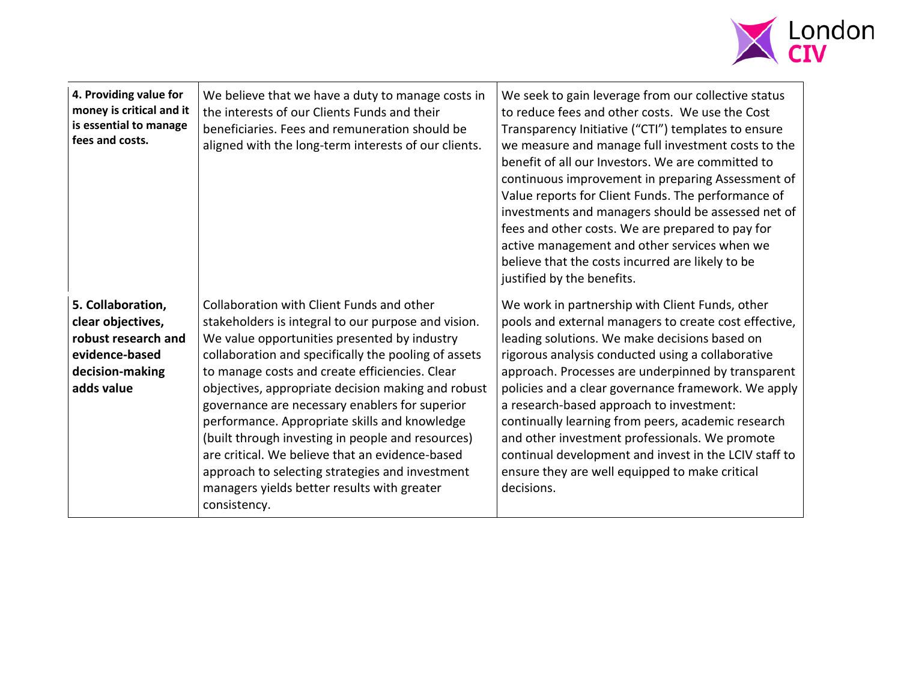| | | |
|---|---|---|
| **4. Providing value for money is critical and it is essential to manage fees and costs.** | We believe that we have a duty to manage costs in the interests of our Clients Funds and their beneficiaries. Fees and remuneration should be aligned with the long-term interests of our clients. | We seek to gain leverage from our collective status to reduce fees and other costs. We use the Cost Transparency Initiative ("CTI") templates to ensure we measure and manage full investment costs to the benefit of all our Investors. We are committed to continuous improvement in preparing Assessment of Value reports for Client Funds. The performance of investments and managers should be assessed net of fees and other costs. We are prepared to pay for active management and other services when we believe that the costs incurred are likely to be justified by the benefits. |
| **5. Collaboration, clear objectives, robust research and evidence-based decision-making adds value** | Collaboration with Client Funds and other stakeholders is integral to our purpose and vision. We value opportunities presented by industry collaboration and specifically the pooling of assets to manage costs and create efficiencies. Clear objectives, appropriate decision making and robust governance are necessary enablers for superior performance. Appropriate skills and knowledge (built through investing in people and resources) are critical. We believe that an evidence-based approach to selecting strategies and investment managers yields better results with greater consistency. | We work in partnership with Client Funds, other pools and external managers to create cost effective, leading solutions. We make decisions based on rigorous analysis conducted using a collaborative approach. Processes are underpinned by transparent policies and a clear governance framework. We apply a research-based approach to investment: continually learning from peers, academic research and other investment professionals. We promote continual development and invest in the LCIV staff to ensure they are well equipped to make critical decisions. |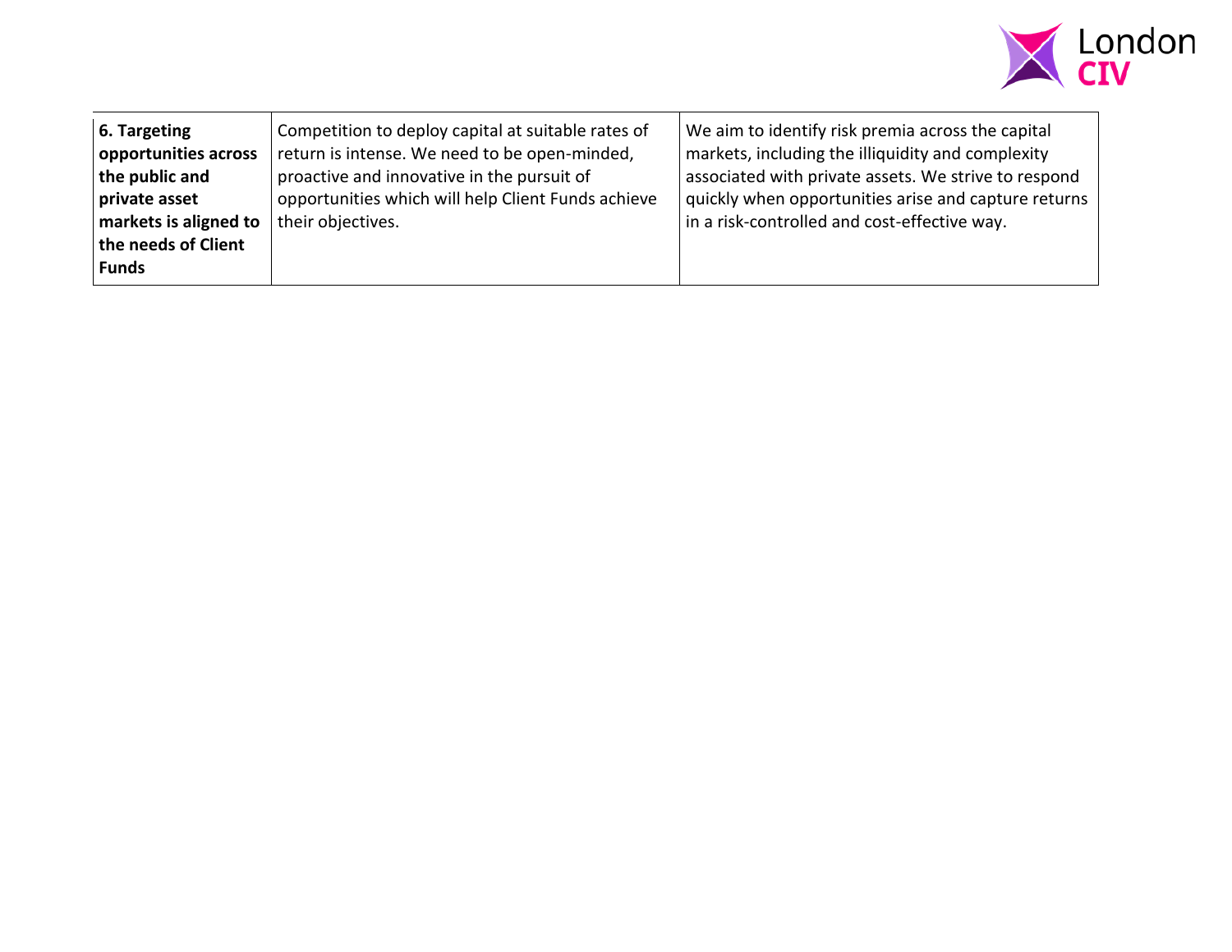| | | |
|---|---|---|
| **6. Targeting opportunities across the public and private asset markets is aligned to the needs of Client Funds** | Competition to deploy capital at suitable rates of return is intense. We need to be open-minded, proactive and innovative in the pursuit of opportunities which will help Client Funds achieve their objectives. | We aim to identify risk premia across the capital markets, including the illiquidity and complexity associated with private assets. We strive to respond quickly when opportunities arise and capture returns in a risk-controlled and cost-effective way. |